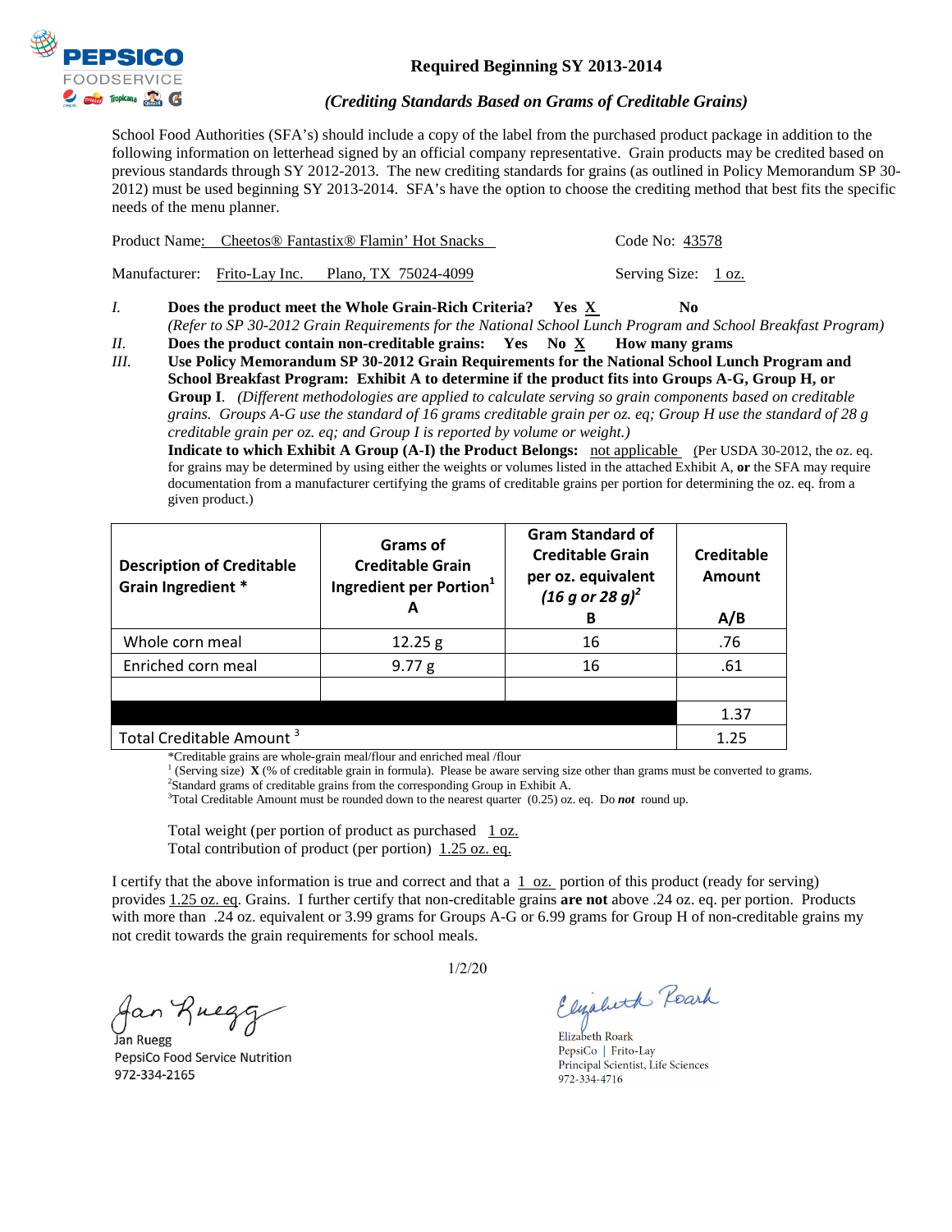**PEPSICO FOODSERVICE**

## Required Beginning SY 2013-2014

### *(Crediting Standards Based on Grams of Creditable Grains)*

School Food Authorities (SFA's) should include a copy of the label from the purchased product package in addition to the following information on letterhead signed by an official company representative. Grain products may be credited based on previous standards through SY 2012-2013. The new crediting standards for grains (as outlined in Policy Memorandum SP 30-2012) must be used beginning SY 2013-2014. SFA's have the option to choose the crediting method that best fits the specific needs of the menu planner.

Product Name: Cheetos® Fantastix® Flamin' Hot Snacks    Code No: 43578

Manufacturer: Frito-Lay Inc. Plano, TX 75024-4099    Serving Size: 1 oz.

*I.* **Does the product meet the Whole Grain-Rich Criteria? Yes X No**
*(Refer to SP 30-2012 Grain Requirements for the National School Lunch Program and School Breakfast Program)*

*II.* **Does the product contain non-creditable grains: Yes No X How many grams**

*III.* **Use Policy Memorandum SP 30-2012 Grain Requirements for the National School Lunch Program and School Breakfast Program: Exhibit A to determine if the product fits into Groups A-G, Group H, or Group I**. *(Different methodologies are applied to calculate serving so grain components based on creditable grains. Groups A-G use the standard of 16 grams creditable grain per oz. eq; Group H use the standard of 28 g creditable grain per oz. eq; and Group I is reported by volume or weight.)*

**Indicate to which Exhibit A Group (A-I) the Product Belongs:** not applicable (Per USDA 30-2012, the oz. eq. for grains may be determined by using either the weights or volumes listed in the attached Exhibit A, **or** the SFA may require documentation from a manufacturer certifying the grams of creditable grains per portion for determining the oz. eq. from a given product.)

| Description of Creditable Grain Ingredient * | Grams of Creditable Grain Ingredient per Portion[1] A | Gram Standard of Creditable Grain per oz. equivalent *(16 g or 28 g)*[2] B | Creditable Amount A/B |
|---|---|---|---|
| Whole corn meal | 12.25 g | 16 | .76 |
| Enriched corn meal | 9.77 g | 16 | .61 |
| | | | |
| | | | 1.37 |
| Total Creditable Amount [3] | | | 1.25 |

*Creditable grains are whole-grain meal/flour and enriched meal /flour
[1] (Serving size) **X** (% of creditable grain in formula). Please be aware serving size other than grams must be converted to grams.
[2]Standard grams of creditable grains from the corresponding Group in Exhibit A.
[3]Total Creditable Amount must be rounded down to the nearest quarter (0.25) oz. eq. Do ***not*** round up.

Total weight (per portion of product as purchased 1 oz.
Total contribution of product (per portion) 1.25 oz. eq.

I certify that the above information is true and correct and that a 1 oz. portion of this product (ready for serving) provides 1.25 oz. eq. Grains. I further certify that non-creditable grains **are not** above .24 oz. eq. per portion. Products with more than .24 oz. equivalent or 3.99 grams for Groups A-G or 6.99 grams for Group H of non-creditable grains my not credit towards the grain requirements for school meals.

1/2/20

Jan Ruegg
PepsiCo Food Service Nutrition
972-334-2165

Elizabeth Roark
PepsiCo | Frito-Lay
Principal Scientist, Life Sciences
972-334-4716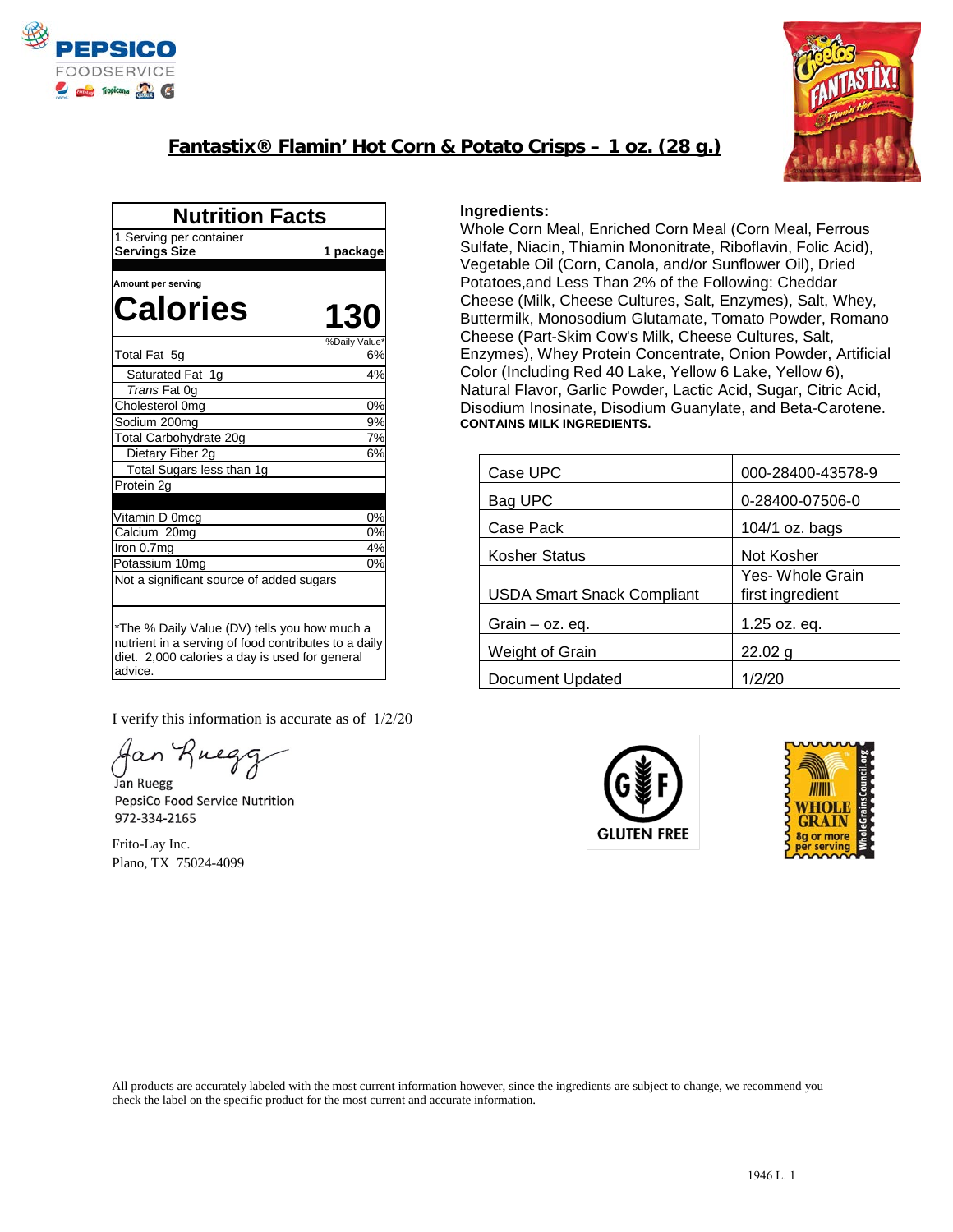# Fantastix® Flamin' Hot Corn & Potato Crisps – 1 oz. (28 g.)

## Nutrition Facts

| Nutrition Facts | |
|---|---|
| 1 Serving per container | |
| **Servings Size** | **1 package** |
| **Amount per serving** | |
| **Calories** | **130** |
| | %Daily Value* |
| Total Fat 5g | 6% |
| Saturated Fat 1g | 4% |
| *Trans* Fat 0g | |
| Cholesterol 0mg | 0% |
| Sodium 200mg | 9% |
| Total Carbohydrate 20g | 7% |
| Dietary Fiber 2g | 6% |
| Total Sugars less than 1g | |
| Protein 2g | |
| Vitamin D 0mcg | 0% |
| Calcium 20mg | 0% |
| Iron 0.7mg | 4% |
| Potassium 10mg | 0% |
| Not a significant source of added sugars | |

*The % Daily Value (DV) tells you how much a nutrient in a serving of food contributes to a daily diet. 2,000 calories a day is used for general advice.

**Ingredients:**
Whole Corn Meal, Enriched Corn Meal (Corn Meal, Ferrous Sulfate, Niacin, Thiamin Mononitrate, Riboflavin, Folic Acid), Vegetable Oil (Corn, Canola, and/or Sunflower Oil), Dried Potatoes,and Less Than 2% of the Following: Cheddar Cheese (Milk, Cheese Cultures, Salt, Enzymes), Salt, Whey, Buttermilk, Monosodium Glutamate, Tomato Powder, Romano Cheese (Part-Skim Cow's Milk, Cheese Cultures, Salt, Enzymes), Whey Protein Concentrate, Onion Powder, Artificial Color (Including Red 40 Lake, Yellow 6 Lake, Yellow 6), Natural Flavor, Garlic Powder, Lactic Acid, Sugar, Citric Acid, Disodium Inosinate, Disodium Guanylate, and Beta-Carotene.
**CONTAINS MILK INGREDIENTS.**

| | |
|---|---|
| Case UPC | 000-28400-43578-9 |
| Bag UPC | 0-28400-07506-0 |
| Case Pack | 104/1 oz. bags |
| Kosher Status | Not Kosher |
| USDA Smart Snack Compliant | Yes- Whole Grain first ingredient |
| Grain – oz. eq. | 1.25 oz. eq. |
| Weight of Grain | 22.02 g |
| Document Updated | 1/2/20 |

I verify this information is accurate as of 1/2/20

Jan Ruegg
PepsiCo Food Service Nutrition
972-334-2165

Frito-Lay Inc.
Plano, TX 75024-4099

GLUTEN FREE

WHOLE GRAIN 8g or more per serving

All products are accurately labeled with the most current information however, since the ingredients are subject to change, we recommend you check the label on the specific product for the most current and accurate information.

1946 L. 1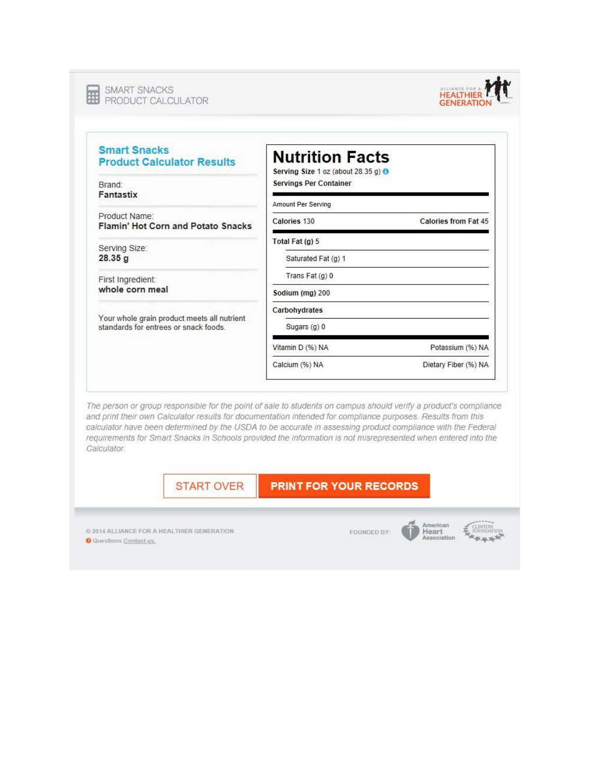SMART SNACKS PRODUCT CALCULATOR

ALLIANCE FOR A HEALTHIER GENERATION

## Smart Snacks Product Calculator Results

Brand:
**Fantastix**

Product Name:
**Flamin' Hot Corn and Potato Snacks**

Serving Size:
**28.35 g**

First Ingredient:
**whole corn meal**

Your whole grain product meets all nutrient standards for entrees or snack foods.

## Nutrition Facts

**Serving Size** 1 oz (about 28.35 g)
**Servings Per Container**

| | |
|---|---|
| Amount Per Serving | |
| Calories 130 | Calories from Fat 45 |
| **Total Fat (g)** 5 | |
| Saturated Fat (g) 1 | |
| Trans Fat (g) 0 | |
| **Sodium (mg)** 200 | |
| **Carbohydrates** | |
| Sugars (g) 0 | |
| Vitamin D (%) NA | Potassium (%) NA |
| Calcium (%) NA | Dietary Fiber (%) NA |

*The person or group responsible for the point of sale to students on campus should verify a product's compliance and print their own Calculator results for documentation intended for compliance purposes. Results from this calculator have been determined by the USDA to be accurate in assessing product compliance with the Federal requirements for Smart Snacks in Schools provided the information is not misrepresented when entered into the Calculator.*

START OVER | PRINT FOR YOUR RECORDS

© 2014 ALLIANCE FOR A HEALTHIER GENERATION
Questions Contact us.

FOUNDED BY: American Heart Association, Clinton Foundation